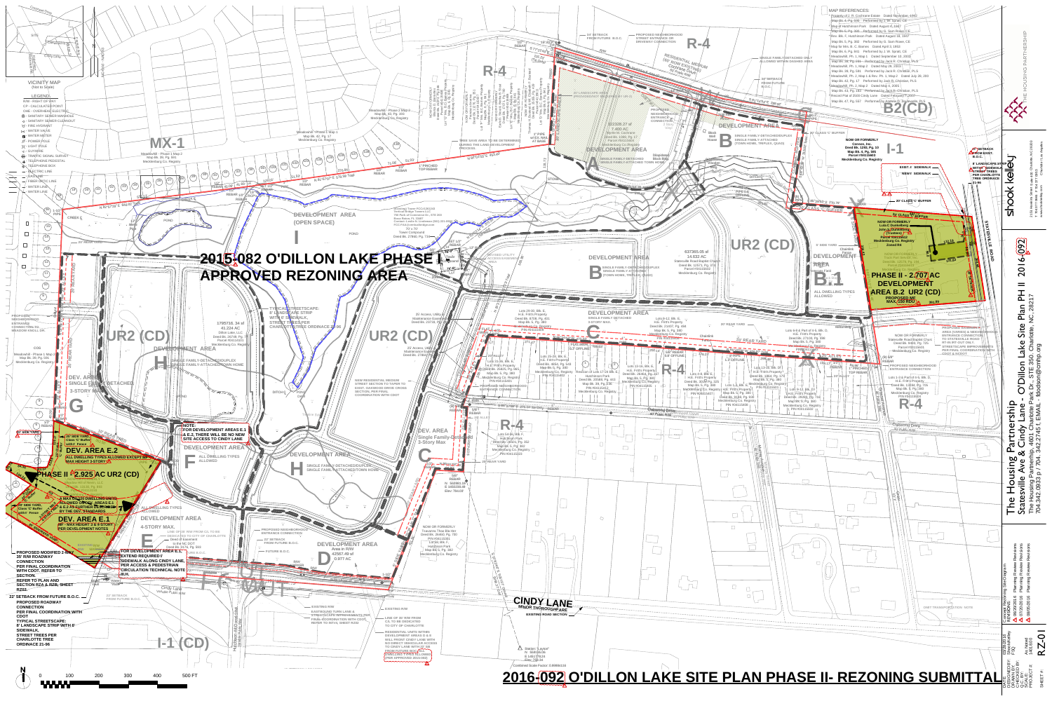# 2016-092 O'DILLON LAKE SITE PLAN PHASE II- REZONING SUBMITTAL

## 2015-082 O'DILLON LAKE PHASE I APPROVED REZONING AREA

**VICINITY MAP** (Not to Scale)

**LEGEND:**

- R/W - RIGHT OF WAY
- CP - CALCULATED POINT
- OHE - OVERHEAD ELECTRIC
- SANITARY SEWER MANHOLE
- SANITARY SEWER CLEANOUT
- FIRE HYDRANT
- WATER VALVE
- WATER METER
- POWER POLE
- LIGHT POLE
- GUY WIRE
- TRAFFIC SIGNAL SURVEY
- TELEPHONE PEDESTAL
- TELEPHONE BOX
- ELECTRIC LINE
- GAS LINE
- FIBER OPTIC LINE
- WATER LINE
- WATER LINE

**MAP REFERENCES:**

- Property of J. R. Cochrane Estate Dated November, 1962
- Map Bk. 4, Pg. 495 Performed by J. W. Spratt, CE
- Map of Hutchinson Park Dated August 4, 1947
- Map Bk. 6, Pg. 388 Performed by G. Sam Rowe, CE
- Rev. Blk. F, Hutchinson Park Dated August 18, 1957
- Map Bk. 8, Pg. 382 Performed by G. Sam Rowe, CE
- Map for Mrs. B. C. Barnes Dated April 8, 1953
- Map Bk. 6, Pg. 601 Performed by J. W. Spratt, CE
- Meadowlift, Ph. 1, Map 1 Dated September 10, 2003
- Map Bk. 38, Pg. 248 Performed by Jack R. Christian, PLS
- Meadowlift, Ph. 1, Map 2 Dated May 28, 2003
- Map Bk. 39, Pg. 591 Performed by Jack R. Christian, PLS
- Meadowlift, Ph. 1, Map 1 & Rev. Ph. 1, Map 2 Dated July 30, 2003
- Map Bk. 42, Pg. 17 Performed by Jack R. Christian, PLS
- Meadowlift, Ph. 2, Map 1 Dated May 6, 2005
- Map Bk. 43, Pg. 193 Performed by Jack R. Christian, PLS
- Record Plat of 2500 Cindy Lane Dated February 7, 2007
- Map Bk. 47, Pg. 557 Performed by Jack R. Christian, PLS

**DEVELOPMENT AREA A**
SINGLE FAMILY DETACHED
SINGLE FAMILY-ATTACHED TOWN HOME

**DEVELOPMENT AREA B**
SINGLE FAMILY-DETACHED/DUPLEX
SINGLE FAMILY-ATTACHED (TOWN HOME, TRIPLEX, QUAD)

**DEVELOPMENT AREA C**
SINGLE FAMILY DETACHED
3-STORY MAX.

**DEVELOPMENT AREA D**
Area in R/W 42567.49 sf 0.977 AC

**DEVELOPMENT AREA E**
4-STORY MAX.

**DEVELOPMENT AREA F**
ALL DWELLING TYPES ALLOWED

**DEVELOPMENT AREA H**
SINGLE FAMILY-DETACHED/DUPLEX
SINGLE FAMILY-ATTACHED TOWN HOME

**DEV. AREA G**
SINGLE FAMILY DETACHED
3-STORY MAX.

**DEVELOPMENT AREA I** (OPEN SPACE)

**DEV. AREA E.2**
ALL DWELLING TYPES ALLOWED EXCEPT MF
MAX HEIGHT 3-STORY

**DEV. AREA E.1**
MF - MAX HEIGHT 3 & 4-STORY PER DEVELOPMENT NOTES

**PHASE II - 2.925 AC UR2 (CD)**

A MAX OF 150 DWELLING UNITS ALLOWED ON DEV. AREAS E.1 & E.2 AS FURTHER DEFINED BY THE DEV. STANDARDS

**NOTE:** FOR DEVELOPMENT AREAS E.1 & E.2, THERE WILL BE NO NEW SITE ACCESS TO CINDY LANE

**PHASE II - 2.707 AC DEVELOPMENT AREA B.2 UR2 (CD)**
PROPOSED MF MAX. 150 HOUSING UNITS

**AREA B.1**
ALL DWELLING TYPES ALLOWED

PROPOSED MODIFIED 2-WAY 35' R/W ROADWAY CONNECTION PER FINAL COORDINATION WITH CDOT. REFER TO SECTION.

REFER TO PLAN AND SECTION R2A & R2B, SHEET RZ02.

22' SETBACK FROM FUTURE B.O.C.

PROPOSED ROADWAY CONNECTION PER FINAL COORDINATION WITH CDOT

TYPICAL STREETSCAPE: 8' LANDSCAPE STRIP WITH 6' SIDEWALK, STREET TREES PER CHARLOTTE TREE ORDINACE 21-96

FOR DEVELOPMENT AREA E.1 EXTEND REQUIRED 6' SIDEWALK ALONG CINDY LANE, PER ACCESS & PEDESTRIAN CIRCULATION TECHNICAL NOTE 4.H.

TYPICAL STREETSCAPE: 8' LANDSCAPE STRIP WITH 6' SIDEWALK, STREET TREES PER CHARLOTTE TREE ORDINACE 21-96

NEW RESIDENTIAL MEDIUM STREET SECTION TO TAPER TO EXIST. 24' RESIDENTIAL CROSS SECTION, PER FINAL COORDINATION WITH CDOT

PROPOSED NEIGHBORHOOD ENTRANCE CONNECTION

EXISTING R/W; EASTBOUND TURN LANE & STREETSCAPE IMPROVEMENTS PER FINAL COORDINATION WITH CDOT. REFER TO NOTE, SHEET RZ02

LINE OF 35' R/W FROM C/L TO BE DEDICATED TO CITY OF CHARLOTTE

RESIDENTIAL UNITS WITHIN DEVELOPMENT AREAS D & E WILL FRONT CINDY LANE WITH NO DIRECT VEHICULAR ACCESS TO CINDY LANE WITH 22' SB FROM FUTURE B.O.C. (PER APPROVED 2015-082)

**CINDY LANE** MINOR THOROUGHFARE EXISTING ROAD SECTION

RESIDENTIAL MEDIUM (60' ROW EXISTING) (Cochrane Drive) 50' Public R/W

Ostwalt Drive 40' Public R/W

Statesville Road

20' CLASS "C" BUFFER

16' SIDE YARD, Class 'C' Buffer with 6' Fence

Zoning: R-4, MX-1, UR2 (CD), I-1, I-1 (CD), R-4, B2 (CD)

1795716.34 sf 41.224 AC
637305.05 sf 14.632 AC
322328.27 sf 7.400 AC

NOW OR FORMERLY Lola C Suddeberg, John D Suddeberg, (Trustees), Parcel #04115602, Mecklenburg Co. Registry, Zoned R4

NOW OR FORMERLY Carcon, Inc. Deed Bk. 1290, Pg. 10, Map Bk. 8, Pg. 385, Parcel #04115603, Mecklenburg Co. Registry

Scale: 0 100 200 300 400 500 FT

---

**The Housing Partnership**
**Statesville Ave & Cindy Lane - O'Dillon Lake Site Plan PH II 2016-092**
The Housing Partnership, 4601 Charlotte Park Dr., Ste 350, Charlotte, NC, 28217
704.342.0933 p / 704.342.2745 f, EMAIL - fdodson@cmhp.org

**shook kelley** — 2151 Hawkins Street Suite 400 Charlotte, NC 28203, T 704.377.0661, F 704.377.0953, www.shookkelley.com, Charlotte | Los Angeles

**THE HOUSING PARTNERSHIP**

DATE: 05/23/2016
DESIGNED BY: NK
DRAWN BY: NK
CHECKED BY: FSQ
SCALE: As Noted
PROJECT #: 16.0020

Concept Rezoning Site Diagram
REVISIONS:
1. 06/20/2016 Planning Review Revisions
2. 07/25/2016 Planning Review Revisions
3. 08/05/2016 Planning Review Revisions

SHEET #: RZ-01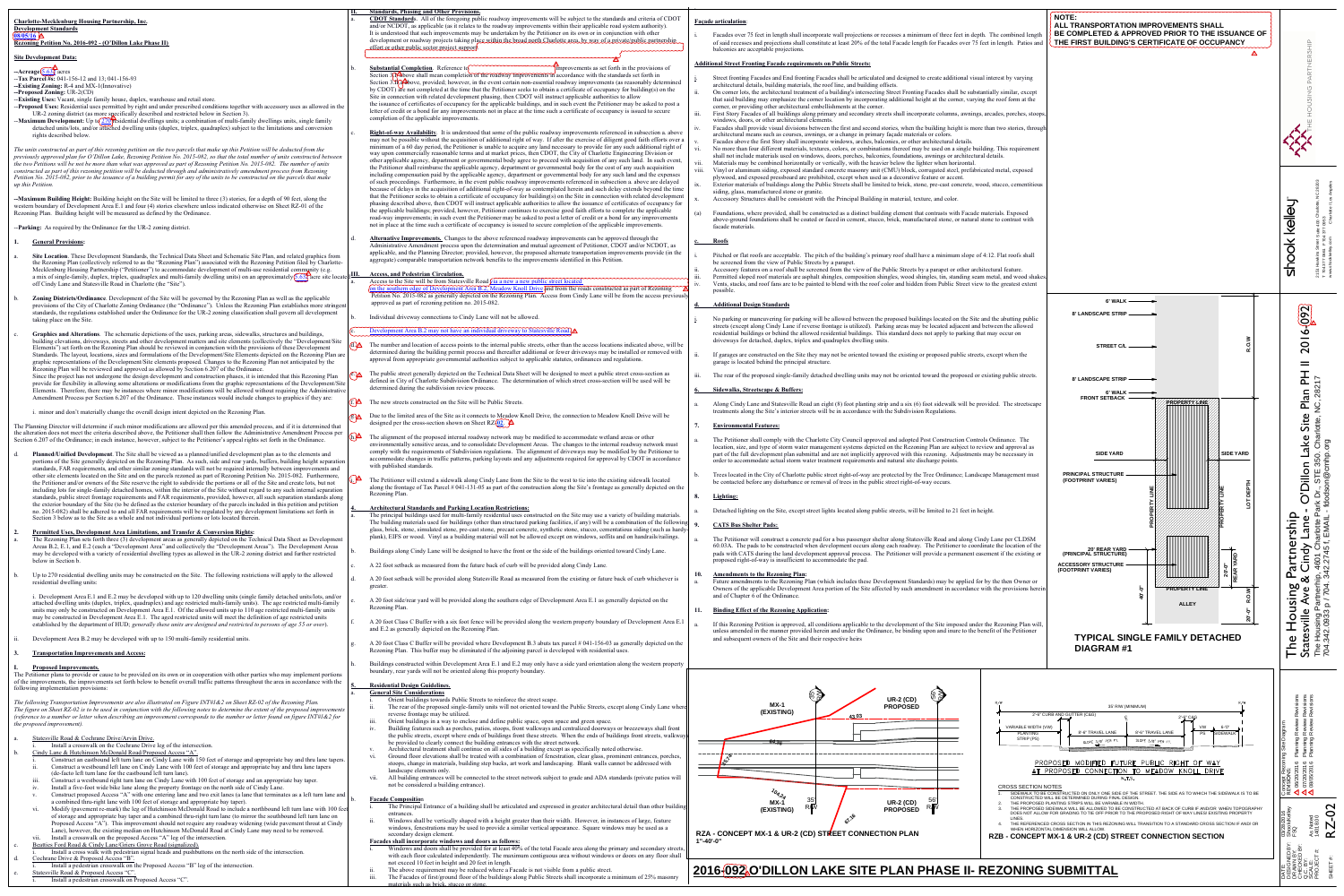**Charlotte-Mecklenburg Housing Partnership, Inc.**
**Development Standards**
**08/05/16**
**Rezoning Petition No. 2016-092 – (O'Dillon Lake Phase II)**

## Site Development Data:

--**Acreage:** 5.62 acres
--**Tax Parcel #s:** 041-156-12 and 13; 041-156-93
--**Existing Zoning:** R-4 and MX-1(Innovative)
--**Proposed Zoning:** UR-2(CD)
--**Existing Uses:** Vacant, single family house, duplex, warehouse and retail store.
--**Proposed Uses:** Residential uses permitted by right and under prescribed conditions together with accessory uses as allowed in the UR-2 zoning district (as more specifically described and restricted below in Section 3).
--**Maximum Development:** Up to 270 residential dwelling units, a combination of multi-family dwellings units, single family detached units/lots, and/or attached dwelling units (duplex, triplex, quadraplex) subject to the limitations and conversion rights described below.

*The units constructed as part of this rezoning petition on the two parcels that make up this Petition will be deducted from the previously approved plan for O'Dillon Lake, Rezoning Petition No. 2015-082; so that the total number of units constructed between the two Petitions will be not be more than what was approved as part of Rezoning Petition No. 2015-082. The number of units constructed as part of this Petition will be deducted through and administratively amendment process from Rezoning Petition No. 2015-082, prior to the issuance of a building permit for any of the units to be constructed on the parcels that make up this Petition.*

--**Maximum Building Height:** Building height on the Site will be limited to three (3) stories, for a depth of 90 feet, along the western boundary of Development Area E.1 and four (4) stories elsewhere unless indicated otherwise on Sheet RZ-01 of the Rezoning Plan. Building height will be measured as defined by the Ordinance.

--**Parking:** As required by the Ordinance for the UR-2 zoning district.

### 1. General Provisions:

a. **Site Location**. These Development Standards, the Technical Data Sheet and Schematic Site Plan, and related graphics from the Rezoning Plan (collectively referred to as the "Rezoning Plan") associated with the Rezoning Petition filed by Charlotte-Mecklenburg Housing Partnership ("Petitioner") to accommodate development of multi-use residential community (e.g. a mix of single-family, duplex, triplex, quadraplex and multi-family dwelling units) on an approximately 5.62 acre site located off of Cindy Lane and Statesville Road in Charlotte (the "Site").

b. **Zoning Districts/Ordinance**. Development of the Site will be governed by the Rezoning Plan as well as the applicable provisions of the City of Charlotte Zoning Ordinance (the "Ordinance"). Unless the Rezoning Plan establishes more stringent standards, the regulations established under the Ordinance for the UR-2 zoning classification shall govern all development taking place on the Site.

c. **Graphics and Alterations**. The schematic depictions of the uses, parking areas, sidewalks, structures and buildings, building elevations, driveways, streets and other development matters and site elements (collectively the "Development/Site Elements") set forth on the Rezoning Plan should be reviewed in conjunction with the provisions of these Development Standards. The layout, locations, sizes and formulations of the Development/Site Elements depicted on the Rezoning Plan are graphic representations of the Development/Site elements proposed. Changes to the Rezoning Plan not anticipated by the Rezoning Plan will be reviewed and approved as allowed by Section 6.207 of the Ordinance.
Since the project has not undergone the design development and construction phases, it is intended that this Rezoning Plan provide for flexibility in allowing some alterations or modifications from the graphic representations of the Development/Site Elements. Therefore, there may be instances where minor modifications will be allowed without requiring the Administrative Amendment Process per Section 6.207 of the Ordinance. These instances would include changes to graphics if they are:

i. minor and don't materially change the overall design intent depicted on the Rezoning Plan.

The Planning Director will determine if such minor modifications are allowed per this amended process, and if it is determined that the alteration does not meet the criteria described above, the Petitioner shall then follow the Administrative Amendment Process per Section 6.207 of the Ordinance; in each instance, however, subject to the Petitioner's appeal rights set forth in the Ordinance.

d. **Planned/Unified Development**. The Site shall be viewed as a planned/unified development plan as to the elements and portions of the Site generally depicted on the Rezoning Plan. As such, side and rear yards, buffers, building height separation standards, FAR requirements, and other similar zoning standards will not be required internally between improvements and other site elements located on the Site and on the parcels rezoned as part of Rezoning Petition No. 2015-082. Furthermore, the Petitioner and/or owners of the Site reserve the right to subdivide the portions or all of the Site and create lots, but not including lots for single-family detached homes, within the interior of the Site without regard to any such internal separation standards, public street frontage requirements and FAR requirements, provided, however, all such separation standards along the exterior boundary of the Site (to be defined as the exterior boundary of the parcels included in this petition and petition no. 2015-082) shall be adhered to and all FAR requirements will be regulated by any development limitations set forth in Section 3 below as to the Site as a whole and not individual portions or lots located therein.

### 2. Permitted Uses, Development Area Limitations, and Transfer & Conversion Rights:

a. The Rezoning Plan sets forth three (3) development areas as generally depicted on the Technical Data Sheet as Development Areas B.2, E.1, and E.2 (each a "Development Area" and collectively the "Development Areas"). The Development Area may be developed with a variety of residential dwelling types as allowed in the UR-2 zoning district and further restricted below in Section b.

b. Up to 270 residential dwelling units may be constructed on the Site. The following restrictions will apply to the allowed residential dwelling units:

i. Development Area E.1 and E.2 may be developed with up to 120 dwelling units (single family detached units/lots, and/or attached dwelling units (duplex, triplex, quadraplex) and age restricted multi-family units). The age restricted multi-family units may only be constructed on Development Area E.1. Of the allowed units up to 110 age restricted multi-family units may be constructed in Development Area E.1. The aged restricted units will meet the definition of age restricted units established by the department of HUD; *generally these units are designed and restricted to persons of age 55 or over*).

ii. Development Area B.2 may be developed with up to 150 multi-family residential units.

### 3. Transportation Improvements and Access:

#### I. Proposed Improvements.

The Petitioner plans to provide or cause to be provided on its own or in cooperation with other parties who may implement portions of the improvements, the improvements set forth below to benefit overall traffic patterns throughout the area in accordance with the following implementation provisions:

*The following Transportation Improvements are also illustrated on Figure INT@1&2 on Sheet RZ-02 of the Rezoning Plan. The figure on Sheet RZ-02 is to be used in conjunction with the following notes to determine the extent of the proposed improvements (reference to a number or letter when describing an improvement corresponds to the number or letter found on figure INT@1&2 for the proposed improvement).*

a. Statesville Road & Cochrane Drive/Arvin Drive.
   i. Install a crosswalk on the Cochrane Drive leg of the intersection.
b. Cindy Lane & Hutchinson McDonald Road/Proposed Access "A".
   i. Construct an eastbound left turn lane on Cindy Lane with 150 feet of storage and appropriate bay and thru lane tapers.
   ii. Construct a westbound left lane on Cindy Lane with 100 feet of storage and appropriate bay and thru lane tapers (de-facto left turn lane for the eastbound left turn lane).
   iii. Construct a westbound right turn lane on Cindy Lane with 100 feet of storage and an appropriate bay taper.
   iv. Install a five-foot wide bike lane along the property frontage on the north side of Cindy Lane.
   v. Construct proposed Access "A" with one entering lane and two exit lanes (a lane that terminates as a left turn lane and a combined thru-right lane with 100 feet of storage and an appropriate bay taper).
   vi. Modify (pavement re-mark) the leg of Hutchinson McDonald Road to include a northbound left turn lane with 100 feet of storage and appropriate bay taper and a combined thru-right turn lane (to mirror the southbound left turn lane on Proposed Access "A"). This improvement should not require any roadway widening (wide pavement throat at Cindy Lane), however, the existing median on Hutchinson McDonald Road at Cindy Lane may need to be removed.
   vii. Install a crosswalk on the proposed Access "A" leg of the intersection.
c. Beatties Ford Road & Cindy Lane/Griers Grove Road (signalized).
   i. Install a cross walk with pedestrian signal heads and pushbuttons on the north side of the intersection.
d. Cochrane Drive & Proposed Access "B".
   i. Install a pedestrian crosswalk on the Proposed Access "B" leg of the intersection.
e. Statesville Road & Proposed Access "C".
   i. Install a pedestrian crosswalk on Proposed Access "C".

#### II. Standards, Phasing and Other Provisions.

a. **CDOT Standards**. All of the foregoing public roadway improvements will be subject to the standards and criteria of CDOT and/or NCDOT, as applicable (as it relates to the roadway improvements within their applicable road system authority). It is understood that such improvements may be undertaken by the Petitioner on its own or in conjunction with other development or roadway projects taking place within the broad north Charlotte area, by way of a private/public partnership effort or other public sector project support.

b. **Substantial Completion**. Reference to "substantial completion" for certain improvements as set forth in the provisions of Section 3.I. above shall mean completion of the roadway improvements in accordance with the standards set forth in Section 3.II.a. above; provided, however, in the event certain non-essential roadway improvements (as reasonably determined by CDOT) are not completed at the time that the Petitioner seeks to obtain a certificate of occupancy for building(s) on the Site in connection with related development phasing, then CDOT will instruct applicable authorities to allow the issuance of certificates of occupancy for the applicable buildings, and in such event the Petitioner may be asked to post a letter of credit or a bond for any improvements not in place at the time such a certificate of occupancy is issued to secure completion of the applicable improvements.

c. **Right-of-way Availability**. It is understood that some of the public roadway improvements referenced in subsection a. above may not be possible without the acquisition of additional right of way. If after the exercise of diligent good faith efforts over a minimum of a 60 day period, the Petitioner is unable to acquire any land necessary to provide for any such additional right of way upon commercially reasonable terms and at market prices, then CDOT, the City of Charlotte Engineering Division or other applicable agency, department or governmental body agree to proceed with acquisition of any such land. In such event, the Petitioner shall reimburse the applicable agency, department or governmental body for the cost of any such acquisition including compensation paid by the applicable agency, department or governmental body for any such land and the expenses of such proceedings. Furthermore, in the event public roadway improvements referenced in subsection a. above are delayed because of delays in the acquisition of additional right-of-way as contemplated herein and such delay extends beyond the time that the Petitioner seeks to obtain a certificate of occupancy for building(s) on the Site in connection with related development phasing described above, then CDOT will instruct applicable authorities to allow the issuance of certificates of occupancy for the applicable buildings; provided, however, Petitioner continues to exercise good faith efforts to complete the applicable road-way improvements; in such event the Petitioner may be asked to post a letter of credit or a bond for any improvements not in place at the time such a certificate of occupancy is issued to secure completion of the applicable improvements.

d. **Alternative Improvements**. Changes to the above referenced roadway improvements can be approved through the Administrative Amendment process upon the determination and mutual agreement of Petitioner, CDOT and/or NCDOT, as applicable, and the Planning Director; provided, however, the proposed alternate transportation improvements provide (in the aggregate) comparable transportation network benefits to the improvements identified in this Petition.

#### III. Access and Pedestrian Circulation.

a. Access to the Site will be from Statesville Road via a new a new public street located on the southern edge of Development Area B.2 Meadow Knoll Drive and from the roads constructed as part of Rezoning Petition No. 2015-082 as generally depicted on the Rezoning Plan. Access from Cindy Lane will be from the access previously approved as part of rezoning petition no. 2015-082.

b. Individual driveway connections to Cindy Lane will not be allowed.

c. Development Area B.2 may not have an individual driveway to Statesville Road.

d. The number and location of access points to the internal public streets; other than the access locations indicated above, will be determined during the building permit process and thereafter additional or fewer driveways may be installed or removed with approval from appropriate governmental authorities subject to applicable statutes, ordinances and regulations.

e. The public street generally depicted on the Technical Data Sheet will be designed to meet a public street cross-section as defined in City of Charlotte Subdivision Ordinance. The determination of which street cross-section will be used will be determined during the subdivision review process.

f. The new streets constructed on the Site will be Public Streets.

g. Due to the limited area of the Site as it connects to Meadow Knoll Drive, the connection to Meadow Knoll Drive will be designed per the cross-section shown on Sheet RZ-02.

h. The alignment of the proposed internal roadway network may be modified to accommodate wetland areas or other environmentally sensitive areas, and to consolidate Development Areas. The changes to the internal roadway network must comply with the requirements of Subdivision regulations. The alignment of driveways may be modified by the Petitioner to accommodate changes in traffic patterns, parking layouts and any adjustments required for approval by CDOT in accordance with published standards.

i. The Petitioner will extend a sidewalk along Cindy Lane from the Site to the west to tie into the existing sidewalk located along the frontage of Tax Parcel # 041-131-05 as part of the construction along the Site's frontage as generally depicted on the Rezoning Plan.

### 4. Architectural Standards and Parking Location Restrictions:

a. The principal buildings used for multi-family residential uses constructed on the Site may use a variety of building materials. The building materials used for buildings (other than structured parking facilities, if any) will be a combination of the following: glass, brick, stone, simulated stone, pre-cast stone, precast concrete, synthetic stone, stucco, cementatious siding (such as hardy-plank), EIFS or wood. Vinyl as a building material will not be allowed except on windows, soffits and on handrails/railings.

b. Buildings along Cindy Lane will be designed to have the front or the side of the buildings oriented toward Cindy Lane.

c. A 22 foot setback as measured from the future back of curb will be provided along Cindy Lane.

d. A 20 foot setback will be provided along Statesville Road as measured from the existing or future back of curb whichever is greater.

e. A 20 foot side/rear yard will be provided along the southern edge of Development Area E.1 as generally depicted on the Rezoning Plan.

f. A 20 foot Class C Buffer with a six foot fence will be provided along the western property boundary of Development Area E.1 and E.2 as generally depicted on the Rezoning Plan.

g. A 20 foot Class C Buffer will be provided where Development B.3 abuts tax parcel # 041-156-03 as generally depicted on the Rezoning Plan. This buffer may be eliminated if the adjoining parcel is developed with residential uses.

h. Buildings constructed within Development Area E.1 and E.2 will only have a side yard orientation along the western property boundary, rear yards will not be oriented along this property boundary.

### 5. Residential Design Guidelines.

a. **General Site Considerations**
   i. Orient buildings towards Public Streets to reinforce the street scape.
   ii. The rear of the proposed single-family units will not oriented toward the Public Streets, except along Cindy Lane where reverse frontage may be utilized.
   iii. Orient buildings in a way to enclose and define public space, open space and green space.
   iv. Building features such as porches, patios, stoops, front walkways and centralized doorways or breezeways shall front the public streets, except where ends of buildings front these streets. When the ends of buildings front streets, walkways be provided to clearly connect the building entrances with the street network.
   v. Architectural treatment shall continue on all sides of a building except as specifically noted otherwise.
   vi. Ground floor elevations shall be treated with a combination of fenestration, clear glass, prominent entrances, porches, stoops, change in materials, building step backs, art work and landscaping. Blank walls cannot be addressed with landscape elements only.
   vii. All building entrances will be connected to the street network subject to grade and ADA standards (private patios will not be considered a building entrance).

b. **Facade Composition**
   i. The Principal Entrance of a building shall be articulated and expressed in greater architectural detail than other building entrances.
   ii. Windows shall be vertically shaped with a height greater than their width. However, in instances of large, feature windows, fenestrations may be used to provide a similar vertical appearance. Square windows may be used as a secondary design element.

**Facades shall incorporate windows and doors as follows:**
   i. Windows and doors shall be provided for at least 40% of the total Facade area along the primary and secondary streets, with each floor calculated independently. The maximum contiguous area without windows or doors on any floor shall not exceed 10 feet in height and 20 feet in length.
   ii. The above requirement may be reduced where a Facade is not visible from a public street.
   iii. The Facades of first/ground floor of the buildings along Public Streets shall incorporate a minimum of 25% masonry materials such as brick, stucco or stone.

**Facade articulation**:
   i. Facades over 75 feet in length shall incorporate wall projections or recesses a minimum of three feet in depth. The combined length of said recesses and projections shall constitute at least 20% of the total Facade length for Facades over 75 feet in length. Patios and balconies are acceptable projections.

**Additional Street Fronting Facade requirements on Public Streets:**
   i. Street fronting Facades and End fronting Facades shall be articulated and designed to create additional visual interest by varying architectural details, building materials, the roof line, and building offsets.
   ii. On corner lots, the architectural treatment of a building's intersecting Street Fronting Facades shall be substantially similar, except that said building may emphasize the corner location by incorporating additional height at the corner, varying the roof form at the corner, or providing other architectural embellishments at the corner.
   iii. First Story Facades of all buildings along primary and secondary streets shall incorporate columns, awnings, arcades, porches, stoops, windows, doors, or other architectural elements.
   iv. Facades shall provide visual divisions between the first and second stories, when the building height is more than two stories, through architectural means such as cornices, awnings, or a change in primary facade materials or colors.
   v. Facades above the first Story shall incorporate windows, arches, balconies, or other architectural details.
   vi. No more than four different materials, textures, colors, or combinations thereof may be used on a single building. This requirement shall not include materials used on windows, doors, porches, balconies, foundations, awnings or architectural details.
   vii. Materials may be combined horizontally or vertically, with the heavier below the lighter when horizontal.
   viii. Vinyl or aluminum siding, exposed standard concrete masonry unit (CMU) block, corrugated steel, prefabricated metal, exposed plywood, and exposed pressboard are prohibited, except when used as a decorative feature or accent.
   ix. Exterior materials of buildings along the Public Streets shall be limited to brick, stone, pre-cast concrete, wood, stucco, cementitious siding, glass, manufactured stone or granite.
   x. Accessory Structures shall be consistent with the Principal Building in material, texture, and color.

(a) Foundations, where provided, shall be constructed as a distinct building element that contrasts with Facade materials. Exposed above-ground foundations shall be coated or faced in cement, stucco, brick, manufactured stone, or natural stone to contrast with facade materials.

c. **Roofs**
   i. Pitched or flat roofs are acceptable. The pitch of the building's primary roof shall have a minimum slope of 4:12. Flat roofs shall be screened from the view of Public Streets by a parapet.
   ii. Accessory features on a roof shall be screened from the view of the Public Streets by a parapet or other architectural feature.
   iii. Permitted sloped roof materials are asphalt shingles, composition shingles, wood shingles, tin, standing seam metal, and wood shakes.
   iv. Vents, stacks, and roof fans are to be painted to blend with the roof color and hidden from Public Street view to the greatest extent possible.

d. **Additional Design Standards**
   i. No parking or maneuvering for parking will be allowed between the proposed buildings located on the Site and the abutting public streets (except along Cindy Lane if reverse frontage is utilized). Parking areas may be located adjacent and between the allowed residential buildings or behind the allowed residential buildings. This standard does not apply to parking that may occur on driveways for detached, duplex, triplex and quadraplex dwelling units.
   ii. If garages are constructed on the Site they may not be oriented toward the existing or proposed public streets, except when the garage is located behind the principal structure.
   iii. The rear of the proposed single-family detached dwelling units may not be oriented toward the proposed or existing public streets.

### 6. Sidewalks, Streetscape & Buffers:

a. Along Cindy Lane and Statesville Road an eight (8) foot planting strip and a six (6) foot sidewalk will be provided. The streetscape treatments along the Site's interior streets will be in accordance with the Subdivision Regulations.

### 7. Environmental Features:

a. The Petitioner shall comply with the Charlotte City Council approved and adopted Post Construction Controls Ordinance. The location, size, and type of storm water management systems depicted on the Rezoning Plan are subject to review and approval as part of the full development plan submittal and are not implicitly approved with this rezoning. Adjustments may be necessary in order to accommodate actual storm water treatment requirements and natural site discharge points.

b. Trees located in the City of Charlotte public street right-of-way are protected by the Tree Ordinance; Landscape Management must be contacted before any disturbance or removal of trees in the public street right-of-way occurs.

### 8. Lighting:

a. Detached lighting on the Site, except street lights located along public streets, will be limited to 21 feet in height.

### 9. CATS Bus Shelter Pads:

a. The Petitioner will construct a concrete pad for a bus passenger shelter along Statesville Road and along Cindy Lane per CLDSM 60.03A. The pads to be constructed when development occurs along each roadway. The Petitioner to coordinate the location of the pads with CATS during the land development approval process. The Petitioner will provide a permanent easement if the existing or proposed right-of-way is insufficient to accommodate the pad.

### 10. Amendments to the Rezoning Plan:

a. Future amendments to the Rezoning Plan (which includes these Development Standards) may be applied for by the then Owner or Owners of the applicable Development Area portion of the Site affected by such amendment in accordance with the provisions herein and of Chapter 6 of the Ordinance.

### 11. Binding Effect of the Rezoning Application:

a. If this Rezoning Petition is approved, all conditions applicable to the development of the Site imposed under the Rezoning Plan will, unless amended in the manner provided herein and under the Ordinance, be binding upon and inure to the benefit of the Petitioner and subsequent owners of the Site and their respective heirs

**NOTE:**
**ALL TRANSPORTATION IMPROVEMENTS SHALL BE COMPLETED & APPROVED PRIOR TO THE ISSUANCE OF THE FIRST BUILDING'S CERTIFICATE OF OCCUPANCY**

6' WALK
8' LANDSCAPE STRIP
STREET C/L
R.O.W
8' LANDSCAPE STRIP
6' WALK
FRONT SETBACK
PROPERTY LINE
SIDE YARD
SIDE YARD
PRINCIPAL STRUCTURE (FOOTPRINT VARIES)
PROPERTY LINE
PROPERTY LINE
LOT DEPTH
20' REAR YARD (PRINCIPAL STRUCTURE)
ACCESSORY STRUCTURE (FOOTPRINT VARIES)
PROPERTY LINE
REAR YARD
3'-0"
ALLEY
20'-0"
R.O.W
40'-0"

**TYPICAL SINGLE FAMILY DETACHED DIAGRAM #1**

MX-1 (EXISTING)
UR-2 (CD) PROPOSED
MX-1 (EXISTING)
UR-2 (CD) PROPOSED
R/W
R/W

**RZA - CONCEPT MX-1 & UR-2 (CD) STREET CONNECTION PLAN**
1"-40'-0"

35' R/W (MINIMUM)
2'-6" CURB AND GUTTER (C&G)
VARIABLE WIDTH (VW)
PLANTING STRIP (PS)
9'-6" TRAVEL LANE
9'-6" TRAVEL LANE
VW PS
6'-0" SIDEWALK

PROPOSED MODIFIED FUTURE PUBLIC RIGHT OF WAY AT PROPOSED CONNECTION TO MEADOW KNOLL DRIVE
N.T.S.

CROSS SECTION NOTES
1. SIDEWALK TO BE CONSTRUCTED ON ONLY ONE SIDE OF THE STREET. THE SIDE AS TO WHICH THE SIDEWALK IS TO BE CONSTRUCTED WILL BE DETERMINED DURING FINAL DESIGN.
2. THE PROPOSED PLANTING STRIPS WILL BE VARIABLE IN WIDTH.
3. THE PROPOSED SIDEWALK WILL BE ALLOWED TO BE CONSTRUCTED AT BACK OF CURB IF AND/OR WHEN TOPOGRAPHY DOES NOT ALLOW FOR GRADING TO TIE-OFF PRIOR TO THE PROPOSED RIGHT OF WAY LINES/ EXISTING PROPERTY LINES.
4. THE REFERENCED CROSS SECTION IN THIS REZONING WILL TRANSITION TO A STANDARD CROSS SECTION IF AND/ OR WHEN HORIZONTAL DIMENSION WILL ALLOW.

**RZB - CONCEPT MX-1 & UR-2 (CD) STREET CONNECTION SECTION**

## 2016-092 O'DILLON LAKE SITE PLAN PHASE II- REZONING SUBMITTAL

THE HOUSING PARTNERSHIP

shook kelley
2151 Hawkins Street, Suite 400 Charlotte, NC 28203
T 704.377.0661 F 704.377.0953
www.shookkelley.com
Charlotte | Los Angeles

The Housing Partnership
Statesville Ave & Cindy Lane O'Dillon Lake Site Plan PH II 2016-092
The Housing Partnership, 4601 Charlotte Park Dr., STE 350, Charlotte, NC, 28217
704.342.0933 p / 704.342.2745 f, EMAIL - fdodson@cmhp.org

Concept Rezoning Site Diagram
Revisions
05/20/2016 Planning Review Revisions
07/25/2016 Planning Review Revisions
08/05/2016 Planning Review Revisions

DATE: 03/28/2016
DESIGNED BY: Shook Kelley
DRAWN BY: Shook Kelley
CHECKED BY: FSQ
SCALE: As Noted
PROJECT #: 14024
SHEET #: RZ-02